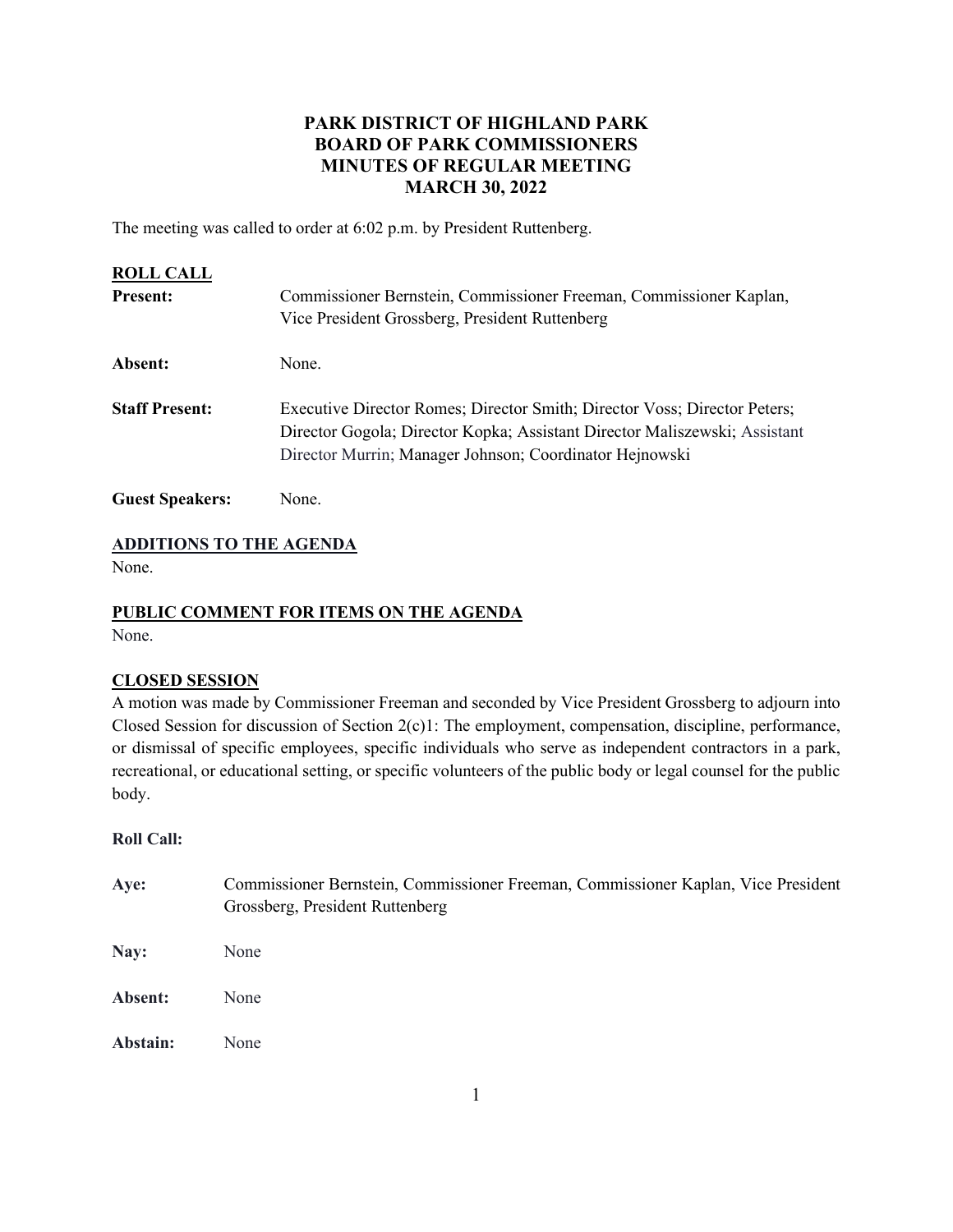# PARK DISTRICT OF HIGHLAND PARK
## BOARD OF PARK COMMISSIONERS
## MINUTES OF REGULAR MEETING
## MARCH 30, 2022

The meeting was called to order at 6:02 p.m. by President Ruttenberg.

**ROLL CALL**

**Present:** Commissioner Bernstein, Commissioner Freeman, Commissioner Kaplan, Vice President Grossberg, President Ruttenberg

**Absent:** None.

**Staff Present:** Executive Director Romes; Director Smith; Director Voss; Director Peters; Director Gogola; Director Kopka; Assistant Director Maliszewski; Assistant Director Murrin; Manager Johnson; Coordinator Hejnowski

**Guest Speakers:** None.

**ADDITIONS TO THE AGENDA**

None.

**PUBLIC COMMENT FOR ITEMS ON THE AGENDA**

None.

**CLOSED SESSION**

A motion was made by Commissioner Freeman and seconded by Vice President Grossberg to adjourn into Closed Session for discussion of Section 2(c)1: The employment, compensation, discipline, performance, or dismissal of specific employees, specific individuals who serve as independent contractors in a park, recreational, or educational setting, or specific volunteers of the public body or legal counsel for the public body.

**Roll Call:**

**Aye:** Commissioner Bernstein, Commissioner Freeman, Commissioner Kaplan, Vice President Grossberg, President Ruttenberg

**Nay:** None

**Absent:** None

**Abstain:** None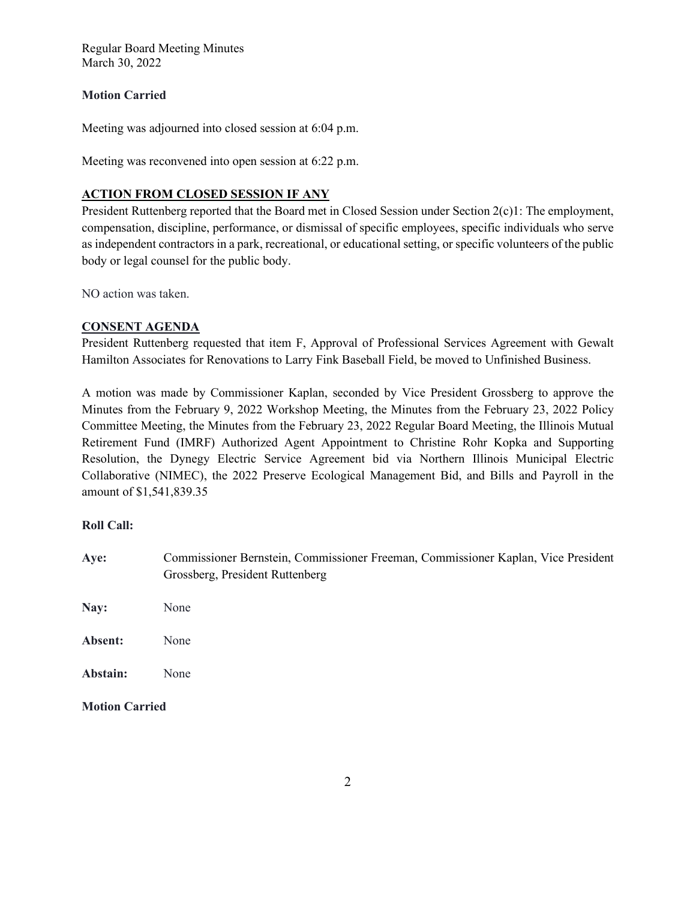**Motion Carried**

Meeting was adjourned into closed session at 6:04 p.m.

Meeting was reconvened into open session at 6:22 p.m.

## ACTION FROM CLOSED SESSION IF ANY

President Ruttenberg reported that the Board met in Closed Session under Section 2(c)1: The employment, compensation, discipline, performance, or dismissal of specific employees, specific individuals who serve as independent contractors in a park, recreational, or educational setting, or specific volunteers of the public body or legal counsel for the public body.

NO action was taken.

## CONSENT AGENDA

President Ruttenberg requested that item F, Approval of Professional Services Agreement with Gewalt Hamilton Associates for Renovations to Larry Fink Baseball Field, be moved to Unfinished Business.

A motion was made by Commissioner Kaplan, seconded by Vice President Grossberg to approve the Minutes from the February 9, 2022 Workshop Meeting, the Minutes from the February 23, 2022 Policy Committee Meeting, the Minutes from the February 23, 2022 Regular Board Meeting, the Illinois Mutual Retirement Fund (IMRF) Authorized Agent Appointment to Christine Rohr Kopka and Supporting Resolution, the Dynegy Electric Service Agreement bid via Northern Illinois Municipal Electric Collaborative (NIMEC), the 2022 Preserve Ecological Management Bid, and Bills and Payroll in the amount of $1,541,839.35

**Roll Call:**

**Aye:** Commissioner Bernstein, Commissioner Freeman, Commissioner Kaplan, Vice President Grossberg, President Ruttenberg

**Nay:** None

**Absent:** None

**Abstain:** None

**Motion Carried**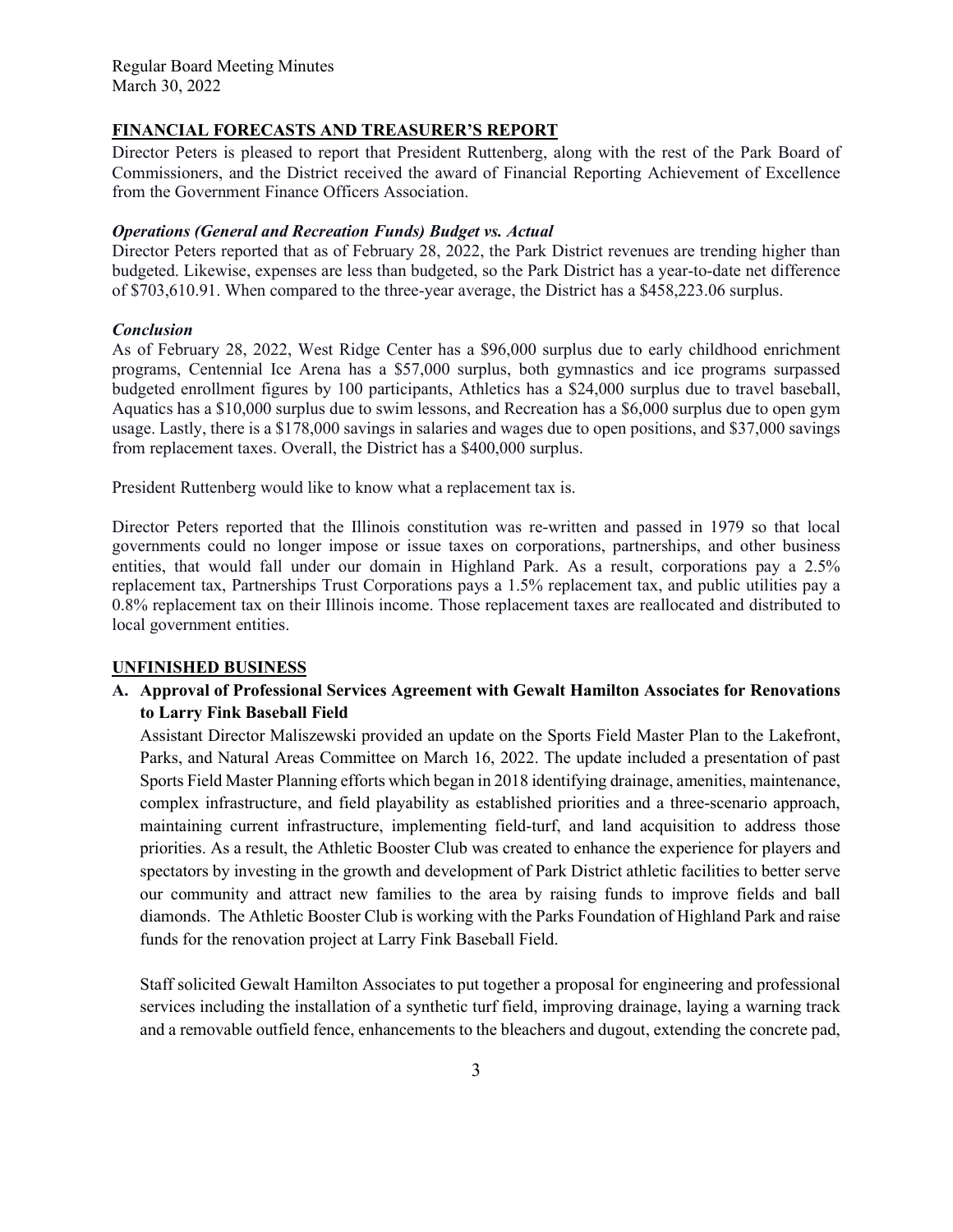## FINANCIAL FORECASTS AND TREASURER'S REPORT

Director Peters is pleased to report that President Ruttenberg, along with the rest of the Park Board of Commissioners, and the District received the award of Financial Reporting Achievement of Excellence from the Government Finance Officers Association.

### *Operations (General and Recreation Funds) Budget vs. Actual*

Director Peters reported that as of February 28, 2022, the Park District revenues are trending higher than budgeted. Likewise, expenses are less than budgeted, so the Park District has a year-to-date net difference of $703,610.91. When compared to the three-year average, the District has a $458,223.06 surplus.

### *Conclusion*

As of February 28, 2022, West Ridge Center has a $96,000 surplus due to early childhood enrichment programs, Centennial Ice Arena has a $57,000 surplus, both gymnastics and ice programs surpassed budgeted enrollment figures by 100 participants, Athletics has a $24,000 surplus due to travel baseball, Aquatics has a $10,000 surplus due to swim lessons, and Recreation has a $6,000 surplus due to open gym usage. Lastly, there is a $178,000 savings in salaries and wages due to open positions, and $37,000 savings from replacement taxes. Overall, the District has a $400,000 surplus.

President Ruttenberg would like to know what a replacement tax is.

Director Peters reported that the Illinois constitution was re-written and passed in 1979 so that local governments could no longer impose or issue taxes on corporations, partnerships, and other business entities, that would fall under our domain in Highland Park. As a result, corporations pay a 2.5% replacement tax, Partnerships Trust Corporations pays a 1.5% replacement tax, and public utilities pay a 0.8% replacement tax on their Illinois income. Those replacement taxes are reallocated and distributed to local government entities.

## UNFINISHED BUSINESS

**A. Approval of Professional Services Agreement with Gewalt Hamilton Associates for Renovations to Larry Fink Baseball Field**

Assistant Director Maliszewski provided an update on the Sports Field Master Plan to the Lakefront, Parks, and Natural Areas Committee on March 16, 2022. The update included a presentation of past Sports Field Master Planning efforts which began in 2018 identifying drainage, amenities, maintenance, complex infrastructure, and field playability as established priorities and a three-scenario approach, maintaining current infrastructure, implementing field-turf, and land acquisition to address those priorities. As a result, the Athletic Booster Club was created to enhance the experience for players and spectators by investing in the growth and development of Park District athletic facilities to better serve our community and attract new families to the area by raising funds to improve fields and ball diamonds. The Athletic Booster Club is working with the Parks Foundation of Highland Park and raise funds for the renovation project at Larry Fink Baseball Field.

Staff solicited Gewalt Hamilton Associates to put together a proposal for engineering and professional services including the installation of a synthetic turf field, improving drainage, laying a warning track and a removable outfield fence, enhancements to the bleachers and dugout, extending the concrete pad,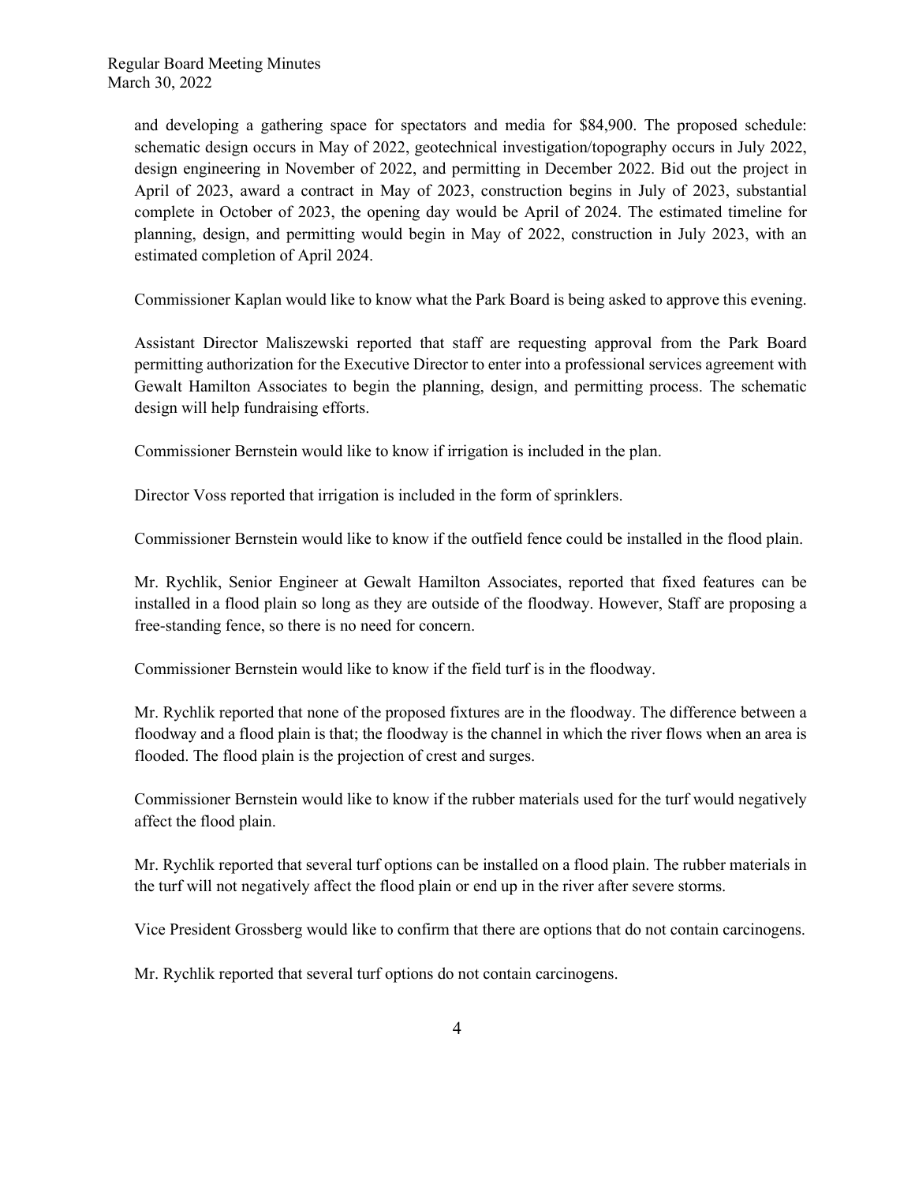and developing a gathering space for spectators and media for $84,900. The proposed schedule: schematic design occurs in May of 2022, geotechnical investigation/topography occurs in July 2022, design engineering in November of 2022, and permitting in December 2022. Bid out the project in April of 2023, award a contract in May of 2023, construction begins in July of 2023, substantial complete in October of 2023, the opening day would be April of 2024. The estimated timeline for planning, design, and permitting would begin in May of 2022, construction in July 2023, with an estimated completion of April 2024.

Commissioner Kaplan would like to know what the Park Board is being asked to approve this evening.

Assistant Director Maliszewski reported that staff are requesting approval from the Park Board permitting authorization for the Executive Director to enter into a professional services agreement with Gewalt Hamilton Associates to begin the planning, design, and permitting process. The schematic design will help fundraising efforts.

Commissioner Bernstein would like to know if irrigation is included in the plan.

Director Voss reported that irrigation is included in the form of sprinklers.

Commissioner Bernstein would like to know if the outfield fence could be installed in the flood plain.

Mr. Rychlik, Senior Engineer at Gewalt Hamilton Associates, reported that fixed features can be installed in a flood plain so long as they are outside of the floodway. However, Staff are proposing a free-standing fence, so there is no need for concern.

Commissioner Bernstein would like to know if the field turf is in the floodway.

Mr. Rychlik reported that none of the proposed fixtures are in the floodway. The difference between a floodway and a flood plain is that; the floodway is the channel in which the river flows when an area is flooded. The flood plain is the projection of crest and surges.

Commissioner Bernstein would like to know if the rubber materials used for the turf would negatively affect the flood plain.

Mr. Rychlik reported that several turf options can be installed on a flood plain. The rubber materials in the turf will not negatively affect the flood plain or end up in the river after severe storms.

Vice President Grossberg would like to confirm that there are options that do not contain carcinogens.

Mr. Rychlik reported that several turf options do not contain carcinogens.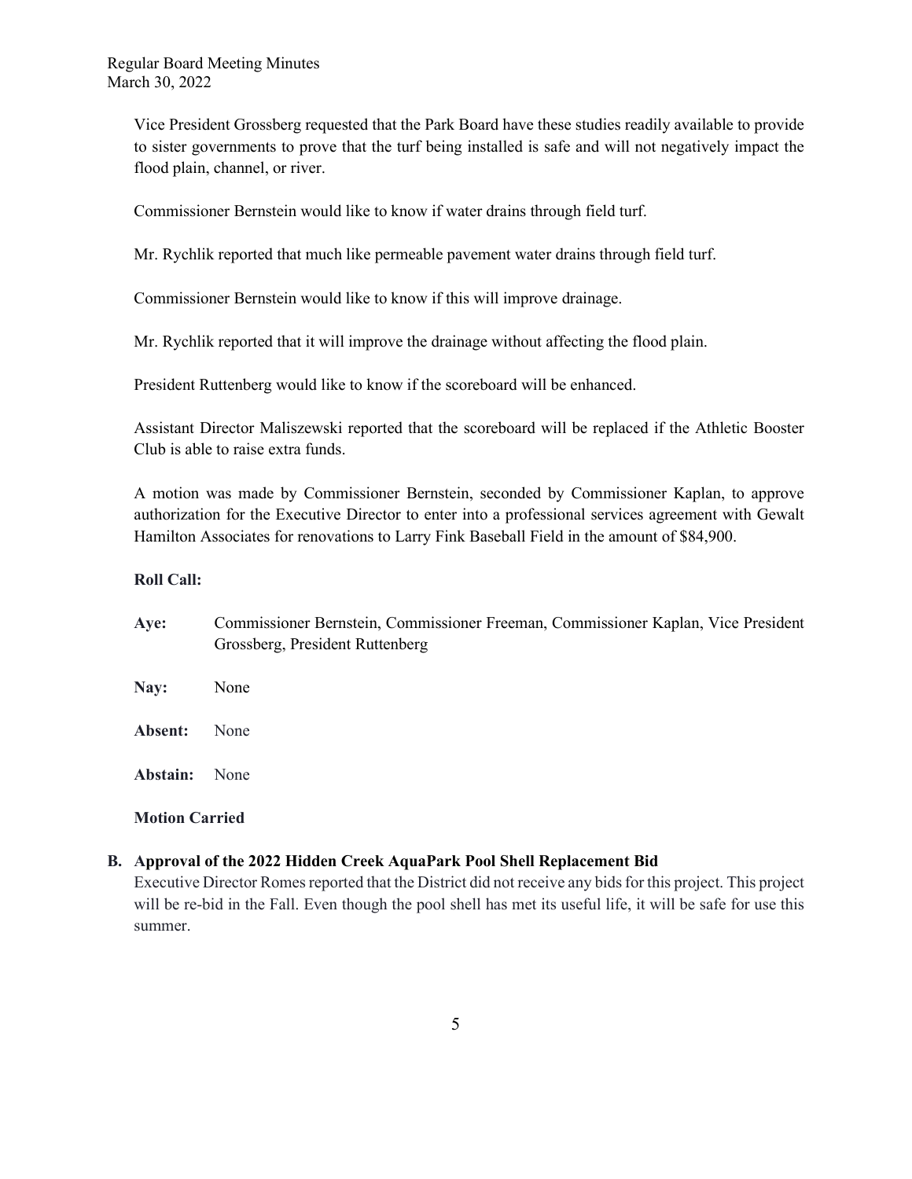Vice President Grossberg requested that the Park Board have these studies readily available to provide to sister governments to prove that the turf being installed is safe and will not negatively impact the flood plain, channel, or river.

Commissioner Bernstein would like to know if water drains through field turf.

Mr. Rychlik reported that much like permeable pavement water drains through field turf.

Commissioner Bernstein would like to know if this will improve drainage.

Mr. Rychlik reported that it will improve the drainage without affecting the flood plain.

President Ruttenberg would like to know if the scoreboard will be enhanced.

Assistant Director Maliszewski reported that the scoreboard will be replaced if the Athletic Booster Club is able to raise extra funds.

A motion was made by Commissioner Bernstein, seconded by Commissioner Kaplan, to approve authorization for the Executive Director to enter into a professional services agreement with Gewalt Hamilton Associates for renovations to Larry Fink Baseball Field in the amount of $84,900.

**Roll Call:**

**Aye:** Commissioner Bernstein, Commissioner Freeman, Commissioner Kaplan, Vice President Grossberg, President Ruttenberg

**Nay:** None

**Absent:** None

**Abstain:** None

**Motion Carried**

**B. Approval of the 2022 Hidden Creek AquaPark Pool Shell Replacement Bid**

Executive Director Romes reported that the District did not receive any bids for this project. This project will be re-bid in the Fall. Even though the pool shell has met its useful life, it will be safe for use this summer.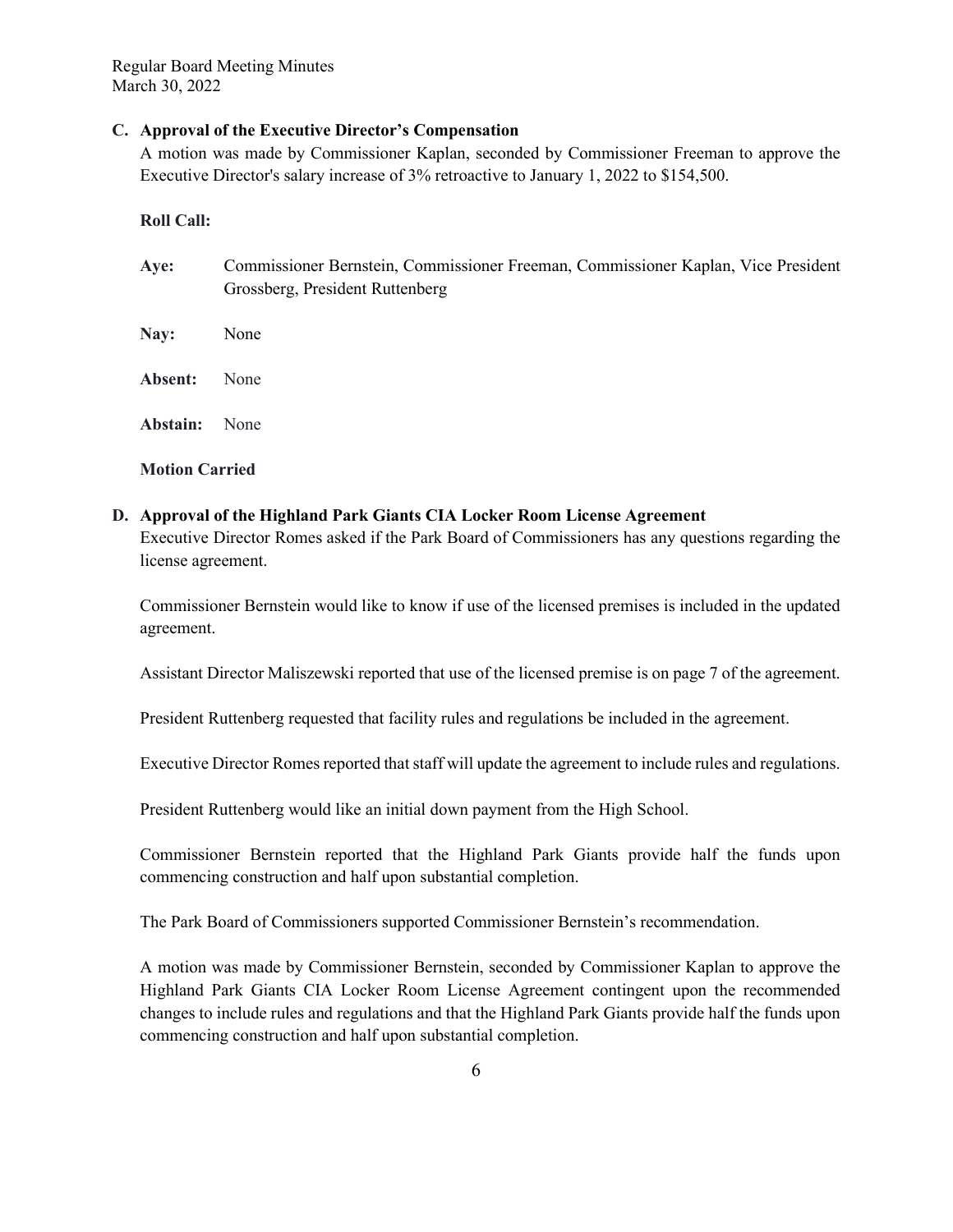**C. Approval of the Executive Director's Compensation**

A motion was made by Commissioner Kaplan, seconded by Commissioner Freeman to approve the Executive Director's salary increase of 3% retroactive to January 1, 2022 to $154,500.

**Roll Call:**

**Aye:** Commissioner Bernstein, Commissioner Freeman, Commissioner Kaplan, Vice President Grossberg, President Ruttenberg

**Nay:** None

**Absent:** None

**Abstain:** None

**Motion Carried**

**D. Approval of the Highland Park Giants CIA Locker Room License Agreement**

Executive Director Romes asked if the Park Board of Commissioners has any questions regarding the license agreement.

Commissioner Bernstein would like to know if use of the licensed premises is included in the updated agreement.

Assistant Director Maliszewski reported that use of the licensed premise is on page 7 of the agreement.

President Ruttenberg requested that facility rules and regulations be included in the agreement.

Executive Director Romes reported that staff will update the agreement to include rules and regulations.

President Ruttenberg would like an initial down payment from the High School.

Commissioner Bernstein reported that the Highland Park Giants provide half the funds upon commencing construction and half upon substantial completion.

The Park Board of Commissioners supported Commissioner Bernstein's recommendation.

A motion was made by Commissioner Bernstein, seconded by Commissioner Kaplan to approve the Highland Park Giants CIA Locker Room License Agreement contingent upon the recommended changes to include rules and regulations and that the Highland Park Giants provide half the funds upon commencing construction and half upon substantial completion.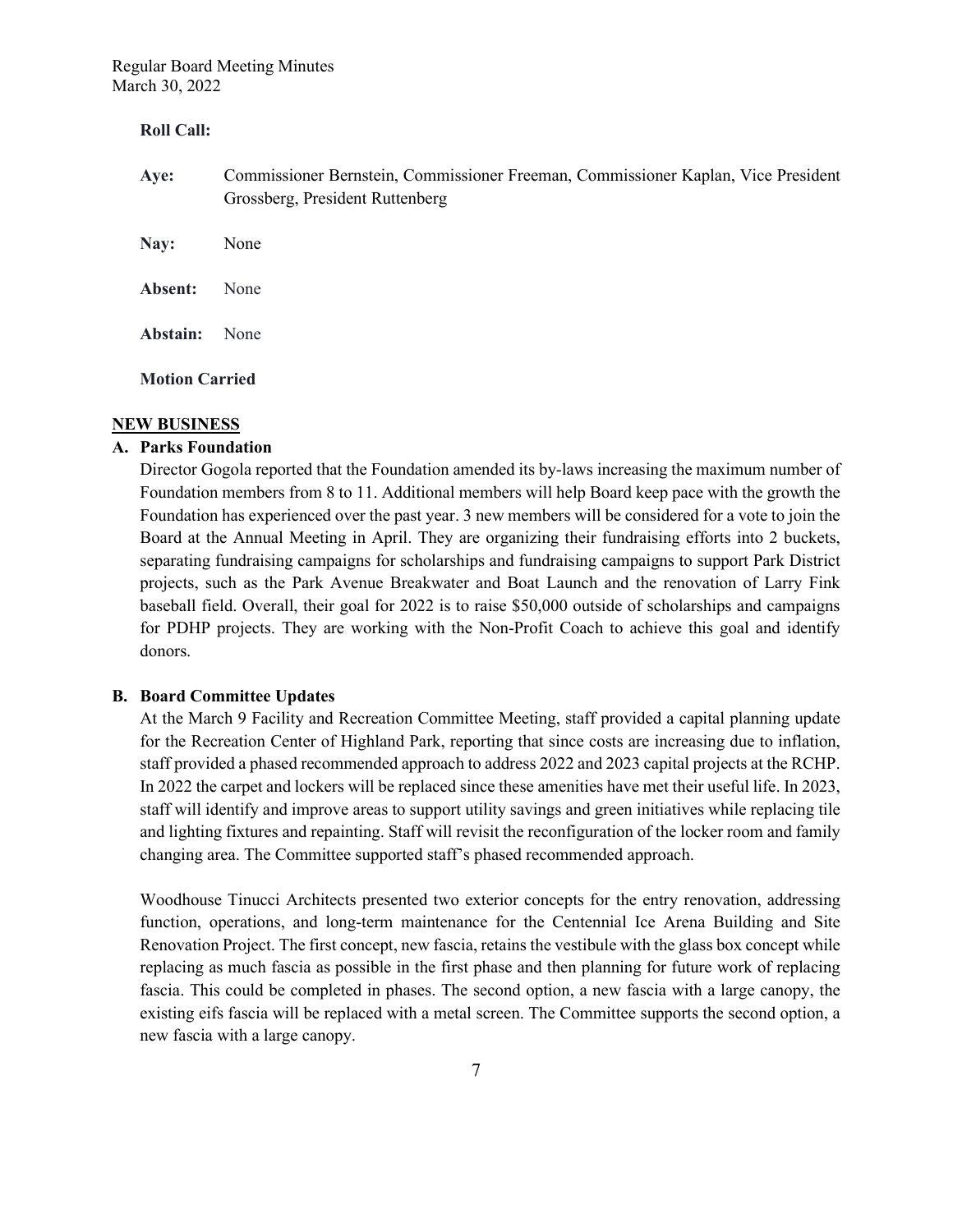**Roll Call:**

**Aye:** Commissioner Bernstein, Commissioner Freeman, Commissioner Kaplan, Vice President Grossberg, President Ruttenberg

**Nay:** None

**Absent:** None

**Abstain:** None

**Motion Carried**

## NEW BUSINESS

**A. Parks Foundation**

Director Gogola reported that the Foundation amended its by-laws increasing the maximum number of Foundation members from 8 to 11. Additional members will help Board keep pace with the growth the Foundation has experienced over the past year. 3 new members will be considered for a vote to join the Board at the Annual Meeting in April. They are organizing their fundraising efforts into 2 buckets, separating fundraising campaigns for scholarships and fundraising campaigns to support Park District projects, such as the Park Avenue Breakwater and Boat Launch and the renovation of Larry Fink baseball field. Overall, their goal for 2022 is to raise $50,000 outside of scholarships and campaigns for PDHP projects. They are working with the Non-Profit Coach to achieve this goal and identify donors.

**B. Board Committee Updates**

At the March 9 Facility and Recreation Committee Meeting, staff provided a capital planning update for the Recreation Center of Highland Park, reporting that since costs are increasing due to inflation, staff provided a phased recommended approach to address 2022 and 2023 capital projects at the RCHP. In 2022 the carpet and lockers will be replaced since these amenities have met their useful life. In 2023, staff will identify and improve areas to support utility savings and green initiatives while replacing tile and lighting fixtures and repainting. Staff will revisit the reconfiguration of the locker room and family changing area. The Committee supported staff's phased recommended approach.

Woodhouse Tinucci Architects presented two exterior concepts for the entry renovation, addressing function, operations, and long-term maintenance for the Centennial Ice Arena Building and Site Renovation Project. The first concept, new fascia, retains the vestibule with the glass box concept while replacing as much fascia as possible in the first phase and then planning for future work of replacing fascia. This could be completed in phases. The second option, a new fascia with a large canopy, the existing eifs fascia will be replaced with a metal screen. The Committee supports the second option, a new fascia with a large canopy.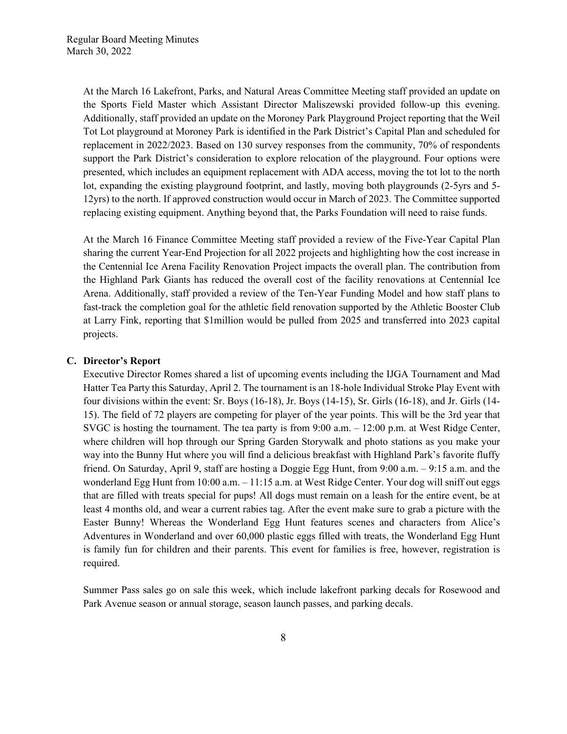At the March 16 Lakefront, Parks, and Natural Areas Committee Meeting staff provided an update on the Sports Field Master which Assistant Director Maliszewski provided follow-up this evening. Additionally, staff provided an update on the Moroney Park Playground Project reporting that the Weil Tot Lot playground at Moroney Park is identified in the Park District's Capital Plan and scheduled for replacement in 2022/2023. Based on 130 survey responses from the community, 70% of respondents support the Park District's consideration to explore relocation of the playground. Four options were presented, which includes an equipment replacement with ADA access, moving the tot lot to the north lot, expanding the existing playground footprint, and lastly, moving both playgrounds (2-5yrs and 5-12yrs) to the north. If approved construction would occur in March of 2023. The Committee supported replacing existing equipment. Anything beyond that, the Parks Foundation will need to raise funds.

At the March 16 Finance Committee Meeting staff provided a review of the Five-Year Capital Plan sharing the current Year-End Projection for all 2022 projects and highlighting how the cost increase in the Centennial Ice Arena Facility Renovation Project impacts the overall plan. The contribution from the Highland Park Giants has reduced the overall cost of the facility renovations at Centennial Ice Arena. Additionally, staff provided a review of the Ten-Year Funding Model and how staff plans to fast-track the completion goal for the athletic field renovation supported by the Athletic Booster Club at Larry Fink, reporting that $1million would be pulled from 2025 and transferred into 2023 capital projects.

### C. Director's Report

Executive Director Romes shared a list of upcoming events including the IJGA Tournament and Mad Hatter Tea Party this Saturday, April 2. The tournament is an 18-hole Individual Stroke Play Event with four divisions within the event: Sr. Boys (16-18), Jr. Boys (14-15), Sr. Girls (16-18), and Jr. Girls (14-15). The field of 72 players are competing for player of the year points. This will be the 3rd year that SVGC is hosting the tournament. The tea party is from 9:00 a.m. – 12:00 p.m. at West Ridge Center, where children will hop through our Spring Garden Storywalk and photo stations as you make your way into the Bunny Hut where you will find a delicious breakfast with Highland Park's favorite fluffy friend. On Saturday, April 9, staff are hosting a Doggie Egg Hunt, from 9:00 a.m. – 9:15 a.m. and the wonderland Egg Hunt from 10:00 a.m. – 11:15 a.m. at West Ridge Center. Your dog will sniff out eggs that are filled with treats special for pups! All dogs must remain on a leash for the entire event, be at least 4 months old, and wear a current rabies tag. After the event make sure to grab a picture with the Easter Bunny! Whereas the Wonderland Egg Hunt features scenes and characters from Alice's Adventures in Wonderland and over 60,000 plastic eggs filled with treats, the Wonderland Egg Hunt is family fun for children and their parents. This event for families is free, however, registration is required.

Summer Pass sales go on sale this week, which include lakefront parking decals for Rosewood and Park Avenue season or annual storage, season launch passes, and parking decals.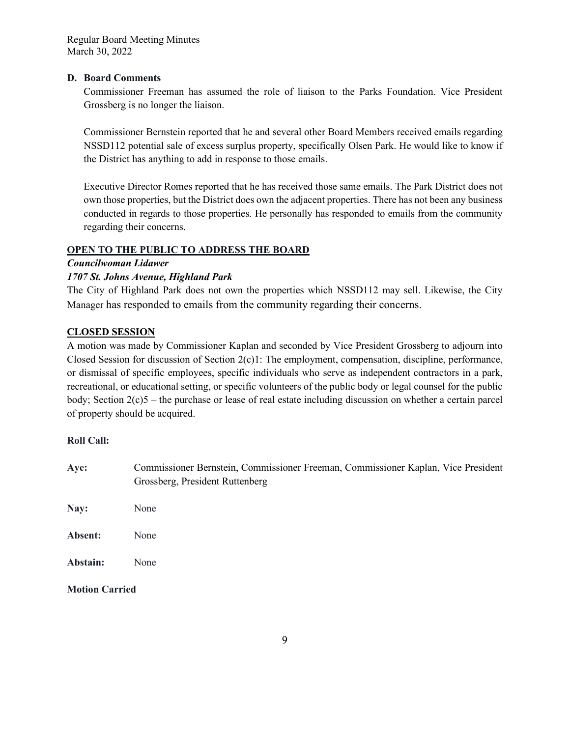**D. Board Comments**

Commissioner Freeman has assumed the role of liaison to the Parks Foundation. Vice President Grossberg is no longer the liaison.

Commissioner Bernstein reported that he and several other Board Members received emails regarding NSSD112 potential sale of excess surplus property, specifically Olsen Park. He would like to know if the District has anything to add in response to those emails.

Executive Director Romes reported that he has received those same emails. The Park District does not own those properties, but the District does own the adjacent properties. There has not been any business conducted in regards to those properties. He personally has responded to emails from the community regarding their concerns.

## OPEN TO THE PUBLIC TO ADDRESS THE BOARD

***Councilwoman Lidawer***

***1707 St. Johns Avenue, Highland Park***

The City of Highland Park does not own the properties which NSSD112 may sell. Likewise, the City Manager has responded to emails from the community regarding their concerns.

## CLOSED SESSION

A motion was made by Commissioner Kaplan and seconded by Vice President Grossberg to adjourn into Closed Session for discussion of Section 2(c)1: The employment, compensation, discipline, performance, or dismissal of specific employees, specific individuals who serve as independent contractors in a park, recreational, or educational setting, or specific volunteers of the public body or legal counsel for the public body; Section 2(c)5 – the purchase or lease of real estate including discussion on whether a certain parcel of property should be acquired.

**Roll Call:**

**Aye:** Commissioner Bernstein, Commissioner Freeman, Commissioner Kaplan, Vice President Grossberg, President Ruttenberg

**Nay:** None

**Absent:** None

**Abstain:** None

**Motion Carried**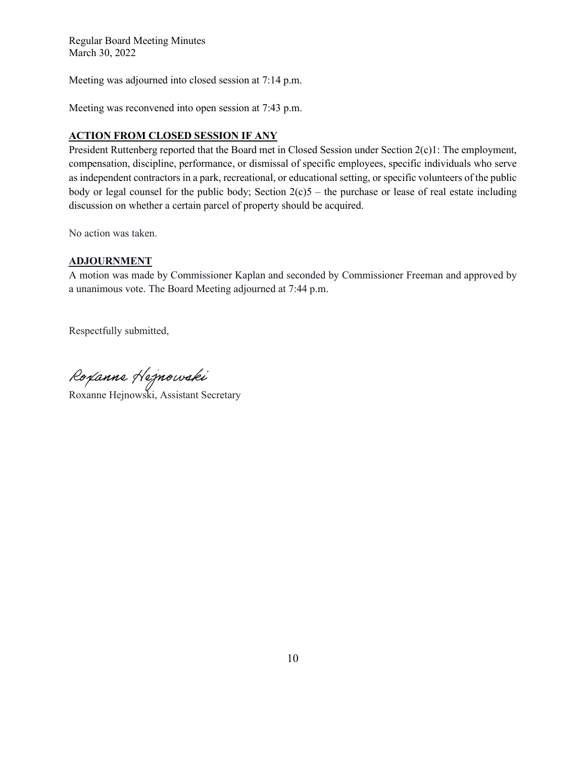Meeting was adjourned into closed session at 7:14 p.m.

Meeting was reconvened into open session at 7:43 p.m.

**ACTION FROM CLOSED SESSION IF ANY**

President Ruttenberg reported that the Board met in Closed Session under Section 2(c)1: The employment, compensation, discipline, performance, or dismissal of specific employees, specific individuals who serve as independent contractors in a park, recreational, or educational setting, or specific volunteers of the public body or legal counsel for the public body; Section 2(c)5 – the purchase or lease of real estate including discussion on whether a certain parcel of property should be acquired.

No action was taken.

**ADJOURNMENT**

A motion was made by Commissioner Kaplan and seconded by Commissioner Freeman and approved by a unanimous vote. The Board Meeting adjourned at 7:44 p.m.

Respectfully submitted,

Roxanne Hejnowski

Roxanne Hejnowski, Assistant Secretary